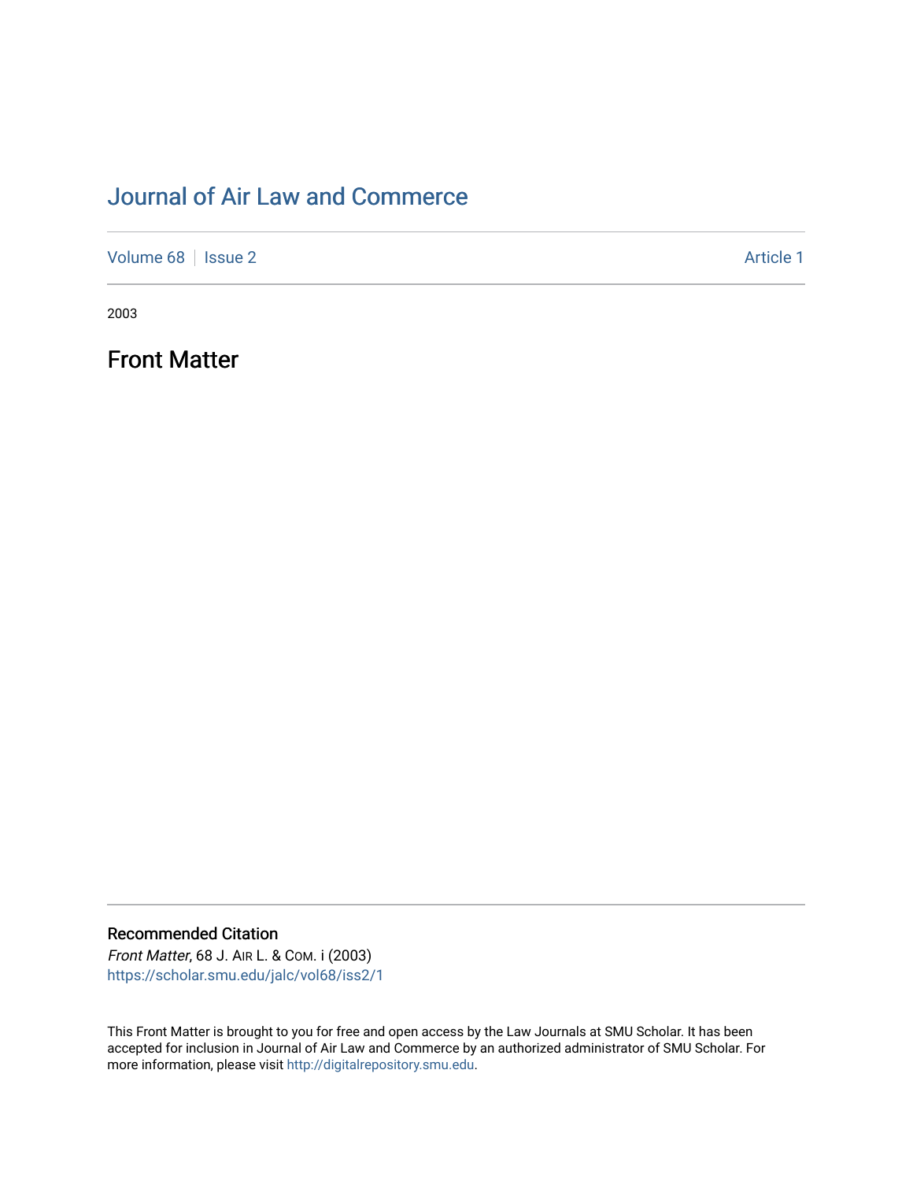# Journal of Air Law and Commerce

Volume 68 | Issue 2 — Article 1

2003

## Front Matter

### Recommended Citation

*Front Matter*, 68 J. Air L. & Com. i (2003)
https://scholar.smu.edu/jalc/vol68/iss2/1

This Front Matter is brought to you for free and open access by the Law Journals at SMU Scholar. It has been accepted for inclusion in Journal of Air Law and Commerce by an authorized administrator of SMU Scholar. For more information, please visit http://digitalrepository.smu.edu.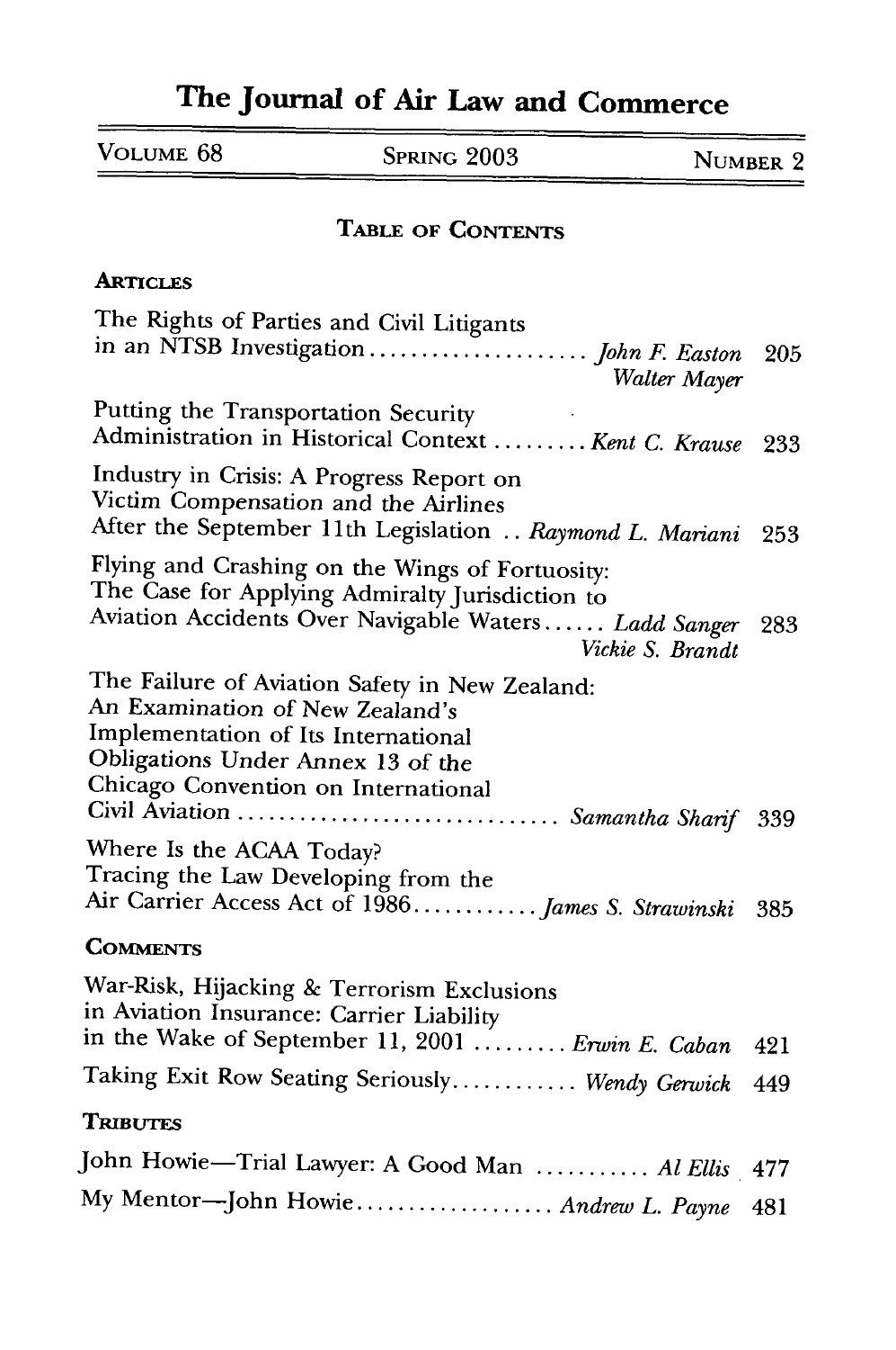# The Journal of Air Law and Commerce

VOLUME 68 | SPRING 2003 | NUMBER 2

## TABLE OF CONTENTS

### ARTICLES

The Rights of Parties and Civil Litigants in an NTSB Investigation .................... *John F. Easton* *Walter Mayer* 205

Putting the Transportation Security Administration in Historical Context ......... *Kent C. Krause* 233

Industry in Crisis: A Progress Report on Victim Compensation and the Airlines After the September 11th Legislation .. *Raymond L. Mariani* 253

Flying and Crashing on the Wings of Fortuosity: The Case for Applying Admiralty Jurisdiction to Aviation Accidents Over Navigable Waters...... *Ladd Sanger* *Vickie S. Brandt* 283

The Failure of Aviation Safety in New Zealand: An Examination of New Zealand's Implementation of Its International Obligations Under Annex 13 of the Chicago Convention on International Civil Aviation ............................. *Samantha Sharif* 339

Where Is the ACAA Today? Tracing the Law Developing from the Air Carrier Access Act of 1986............ *James S. Strawinski* 385

### COMMENTS

War-Risk, Hijacking & Terrorism Exclusions in Aviation Insurance: Carrier Liability in the Wake of September 11, 2001 ......... *Erwin E. Caban* 421

Taking Exit Row Seating Seriously............ *Wendy Gerwick* 449

### TRIBUTES

John Howie—Trial Lawyer: A Good Man ........... *Al Ellis* 477

My Mentor—John Howie................... *Andrew L. Payne* 481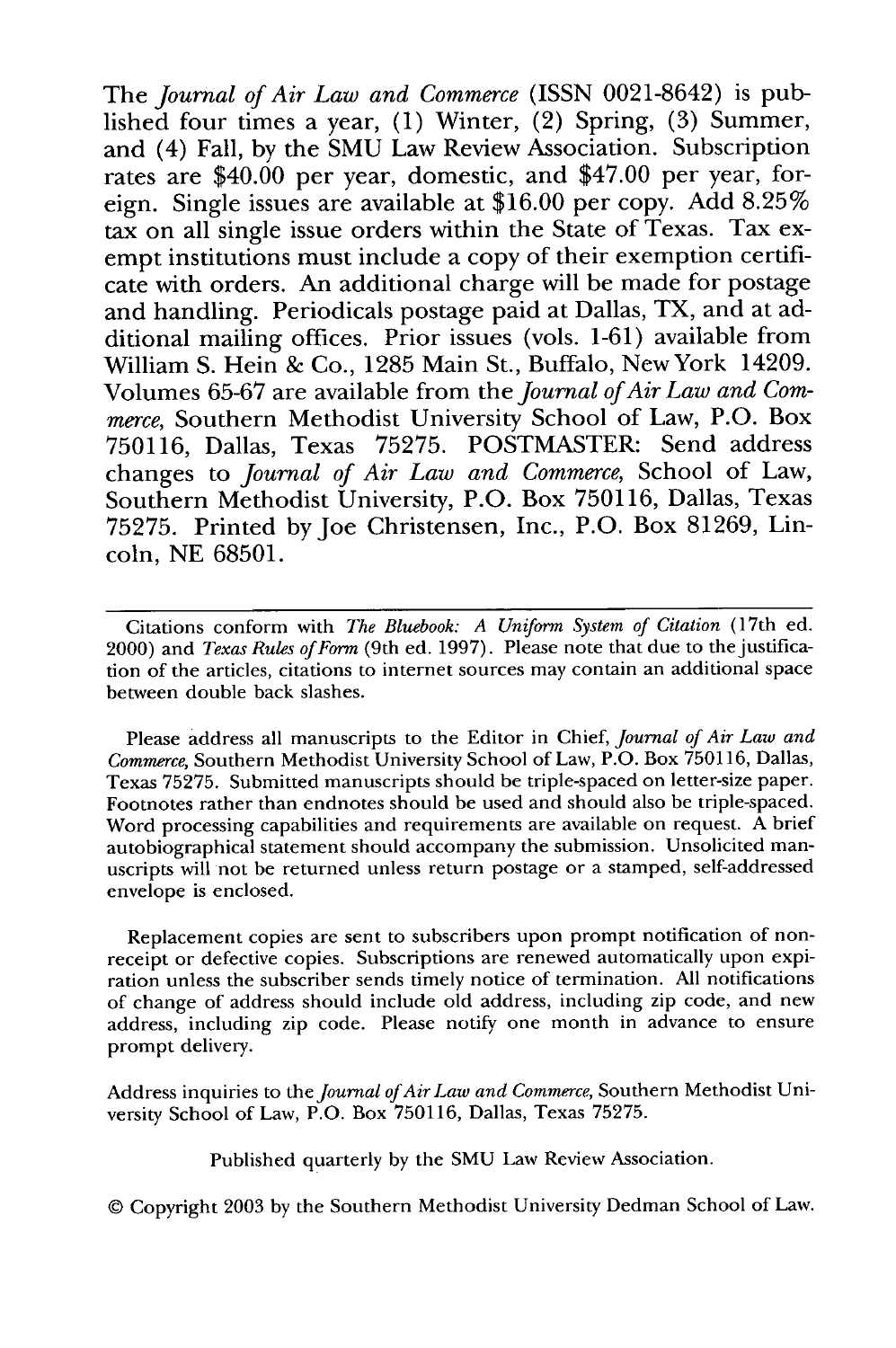The *Journal of Air Law and Commerce* (ISSN 0021-8642) is published four times a year, (1) Winter, (2) Spring, (3) Summer, and (4) Fall, by the SMU Law Review Association. Subscription rates are $40.00 per year, domestic, and $47.00 per year, foreign. Single issues are available at $16.00 per copy. Add 8.25% tax on all single issue orders within the State of Texas. Tax exempt institutions must include a copy of their exemption certificate with orders. An additional charge will be made for postage and handling. Periodicals postage paid at Dallas, TX, and at additional mailing offices. Prior issues (vols. 1-61) available from William S. Hein & Co., 1285 Main St., Buffalo, New York 14209. Volumes 65-67 are available from the *Journal of Air Law and Commerce*, Southern Methodist University School of Law, P.O. Box 750116, Dallas, Texas 75275. POSTMASTER: Send address changes to *Journal of Air Law and Commerce*, School of Law, Southern Methodist University, P.O. Box 750116, Dallas, Texas 75275. Printed by Joe Christensen, Inc., P.O. Box 81269, Lincoln, NE 68501.

---

Citations conform with *The Bluebook: A Uniform System of Citation* (17th ed. 2000) and *Texas Rules of Form* (9th ed. 1997). Please note that due to the justification of the articles, citations to internet sources may contain an additional space between double back slashes.

Please address all manuscripts to the Editor in Chief, *Journal of Air Law and Commerce*, Southern Methodist University School of Law, P.O. Box 750116, Dallas, Texas 75275. Submitted manuscripts should be triple-spaced on letter-size paper. Footnotes rather than endnotes should be used and should also be triple-spaced. Word processing capabilities and requirements are available on request. A brief autobiographical statement should accompany the submission. Unsolicited manuscripts will not be returned unless return postage or a stamped, self-addressed envelope is enclosed.

Replacement copies are sent to subscribers upon prompt notification of nonreceipt or defective copies. Subscriptions are renewed automatically upon expiration unless the subscriber sends timely notice of termination. All notifications of change of address should include old address, including zip code, and new address, including zip code. Please notify one month in advance to ensure prompt delivery.

Address inquiries to the *Journal of Air Law and Commerce*, Southern Methodist University School of Law, P.O. Box 750116, Dallas, Texas 75275.

Published quarterly by the SMU Law Review Association.

© Copyright 2003 by the Southern Methodist University Dedman School of Law.